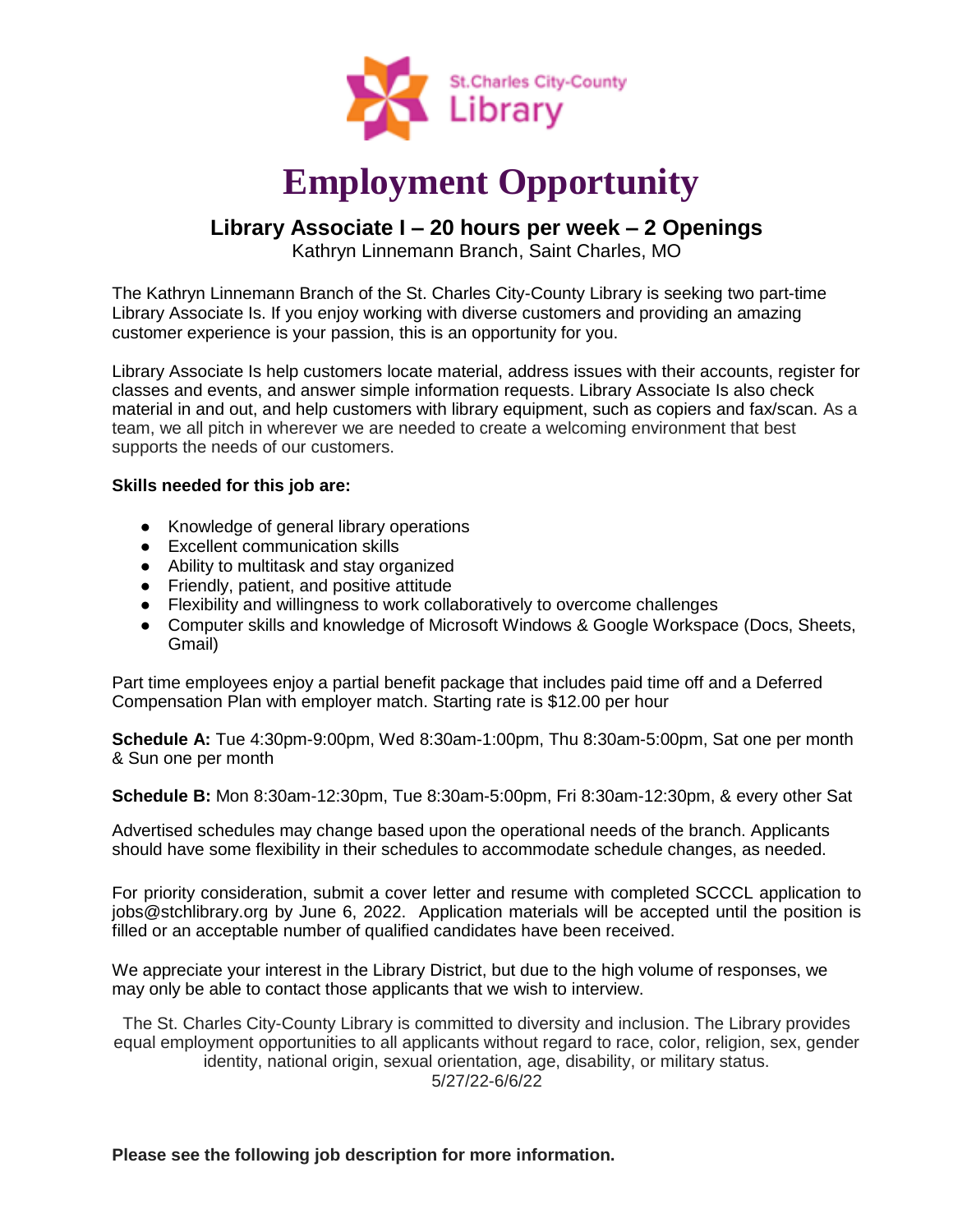St.Charles City-County Library

# Employment Opportunity

## Library Associate I – 20 hours per week – 2 Openings

Kathryn Linnemann Branch, Saint Charles, MO

The Kathryn Linnemann Branch of the St. Charles City-County Library is seeking two part-time Library Associate Is. If you enjoy working with diverse customers and providing an amazing customer experience is your passion, this is an opportunity for you.

Library Associate Is help customers locate material, address issues with their accounts, register for classes and events, and answer simple information requests. Library Associate Is also check material in and out, and help customers with library equipment, such as copiers and fax/scan. As a team, we all pitch in wherever we are needed to create a welcoming environment that best supports the needs of our customers.

**Skills needed for this job are:**

- Knowledge of general library operations
- Excellent communication skills
- Ability to multitask and stay organized
- Friendly, patient, and positive attitude
- Flexibility and willingness to work collaboratively to overcome challenges
- Computer skills and knowledge of Microsoft Windows & Google Workspace (Docs, Sheets, Gmail)

Part time employees enjoy a partial benefit package that includes paid time off and a Deferred Compensation Plan with employer match. Starting rate is $12.00 per hour

**Schedule A:** Tue 4:30pm-9:00pm, Wed 8:30am-1:00pm, Thu 8:30am-5:00pm, Sat one per month & Sun one per month

**Schedule B:** Mon 8:30am-12:30pm, Tue 8:30am-5:00pm, Fri 8:30am-12:30pm, & every other Sat

Advertised schedules may change based upon the operational needs of the branch. Applicants should have some flexibility in their schedules to accommodate schedule changes, as needed.

For priority consideration, submit a cover letter and resume with completed SCCCL application to jobs@stchlibrary.org by June 6, 2022. Application materials will be accepted until the position is filled or an acceptable number of qualified candidates have been received.

We appreciate your interest in the Library District, but due to the high volume of responses, we may only be able to contact those applicants that we wish to interview.

The St. Charles City-County Library is committed to diversity and inclusion. The Library provides equal employment opportunities to all applicants without regard to race, color, religion, sex, gender identity, national origin, sexual orientation, age, disability, or military status.
5/27/22-6/6/22

**Please see the following job description for more information.**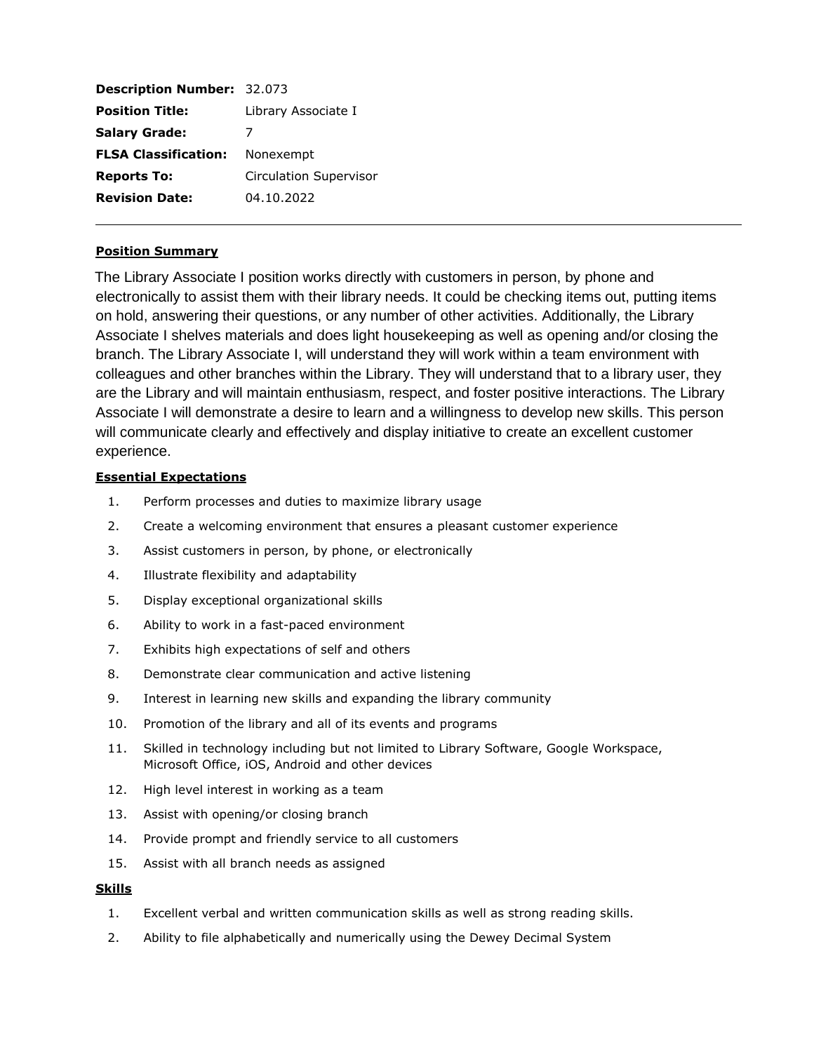| **Description Number:** | 32.073 |
| --- | --- |
| **Position Title:** | Library Associate I |
| **Salary Grade:** | 7 |
| **FLSA Classification:** | Nonexempt |
| **Reports To:** | Circulation Supervisor |
| **Revision Date:** | 04.10.2022 |

---

**Position Summary**

The Library Associate I position works directly with customers in person, by phone and electronically to assist them with their library needs. It could be checking items out, putting items on hold, answering their questions, or any number of other activities. Additionally, the Library Associate I shelves materials and does light housekeeping as well as opening and/or closing the branch. The Library Associate I, will understand they will work within a team environment with colleagues and other branches within the Library. They will understand that to a library user, they are the Library and will maintain enthusiasm, respect, and foster positive interactions. The Library Associate I will demonstrate a desire to learn and a willingness to develop new skills. This person will communicate clearly and effectively and display initiative to create an excellent customer experience.

**Essential Expectations**

1. Perform processes and duties to maximize library usage
2. Create a welcoming environment that ensures a pleasant customer experience
3. Assist customers in person, by phone, or electronically
4. Illustrate flexibility and adaptability
5. Display exceptional organizational skills
6. Ability to work in a fast-paced environment
7. Exhibits high expectations of self and others
8. Demonstrate clear communication and active listening
9. Interest in learning new skills and expanding the library community
10. Promotion of the library and all of its events and programs
11. Skilled in technology including but not limited to Library Software, Google Workspace, Microsoft Office, iOS, Android and other devices
12. High level interest in working as a team
13. Assist with opening/or closing branch
14. Provide prompt and friendly service to all customers
15. Assist with all branch needs as assigned

**Skills**

1. Excellent verbal and written communication skills as well as strong reading skills.
2. Ability to file alphabetically and numerically using the Dewey Decimal System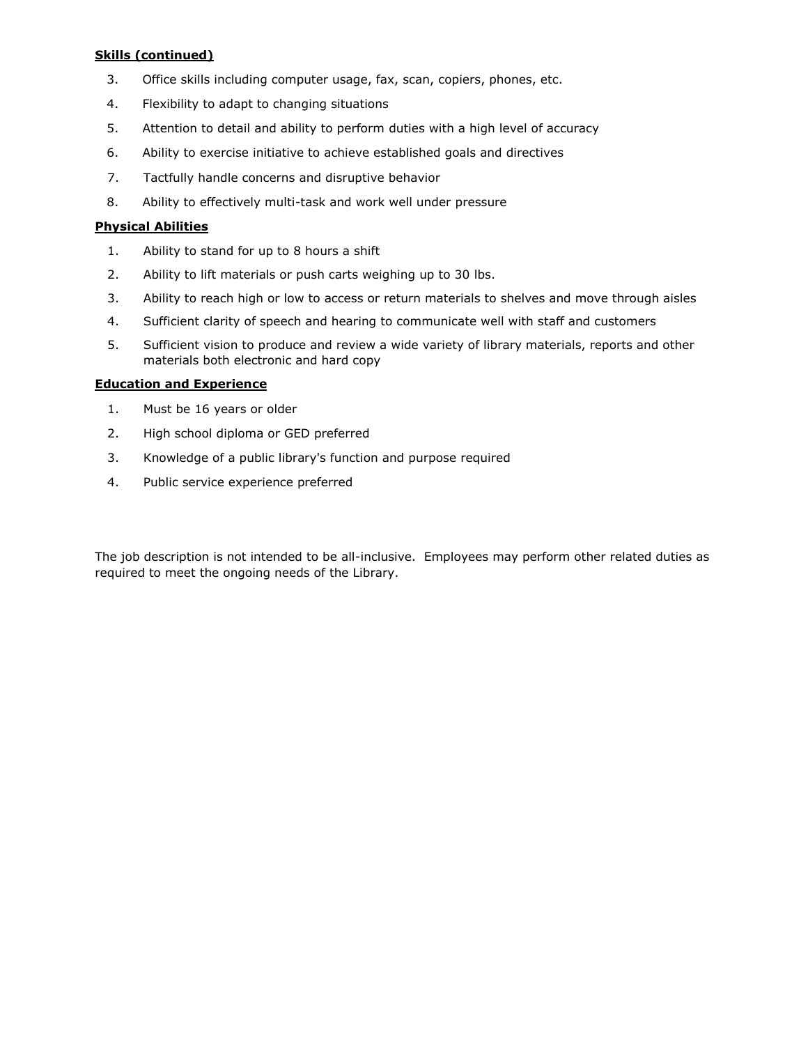**Skills (continued)**

3. Office skills including computer usage, fax, scan, copiers, phones, etc.
4. Flexibility to adapt to changing situations
5. Attention to detail and ability to perform duties with a high level of accuracy
6. Ability to exercise initiative to achieve established goals and directives
7. Tactfully handle concerns and disruptive behavior
8. Ability to effectively multi-task and work well under pressure

**Physical Abilities**

1. Ability to stand for up to 8 hours a shift
2. Ability to lift materials or push carts weighing up to 30 lbs.
3. Ability to reach high or low to access or return materials to shelves and move through aisles
4. Sufficient clarity of speech and hearing to communicate well with staff and customers
5. Sufficient vision to produce and review a wide variety of library materials, reports and other materials both electronic and hard copy

**Education and Experience**

1. Must be 16 years or older
2. High school diploma or GED preferred
3. Knowledge of a public library's function and purpose required
4. Public service experience preferred

The job description is not intended to be all-inclusive. Employees may perform other related duties as required to meet the ongoing needs of the Library.